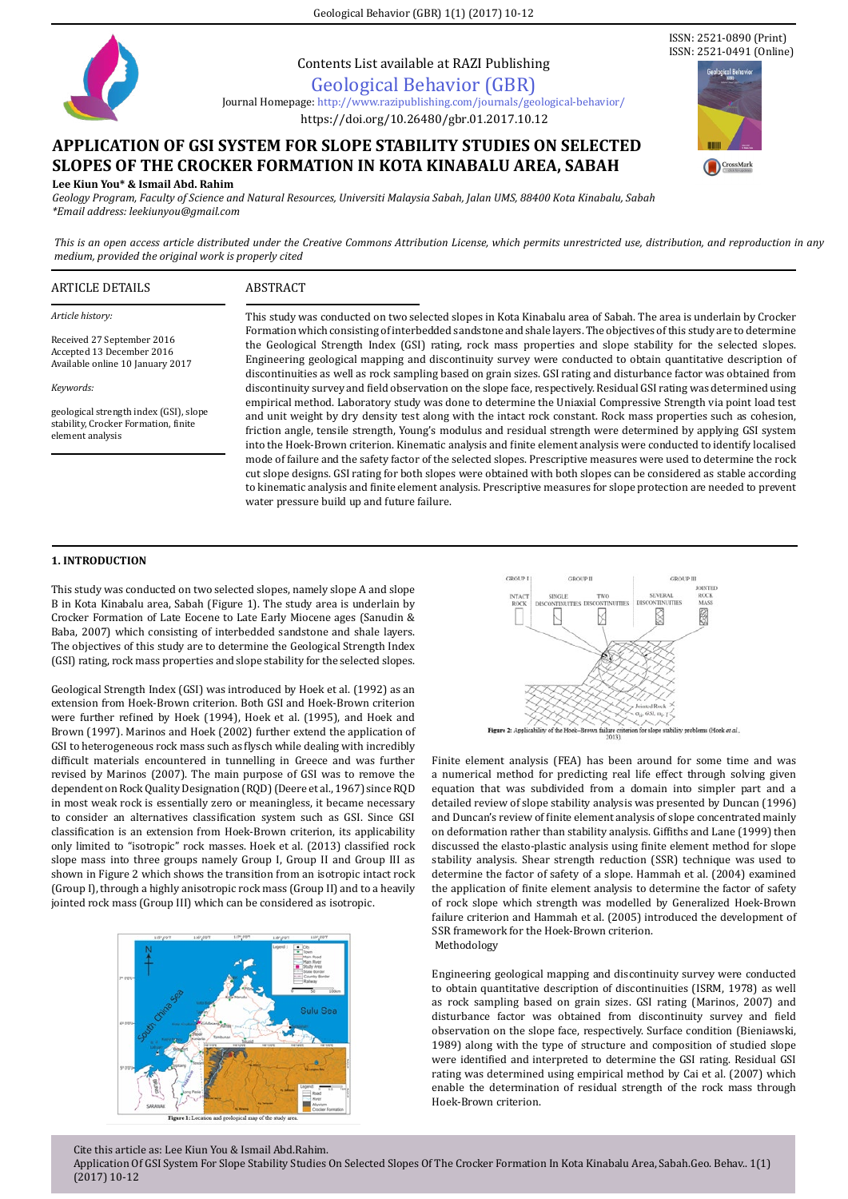Contents List available at RAZI Publishing

Geological Behavior (GBR)

Journal Homepage: http://www.razipublishing.com/journals/geological-behavior/

https://doi.org/10.26480/gbr.01.2017.10.12

ISSN: 2521-0890 (Print)
ISSN: 2521-0491 (Online)

# APPLICATION OF GSI SYSTEM FOR SLOPE STABILITY STUDIES ON SELECTED SLOPES OF THE CROCKER FORMATION IN KOTA KINABALU AREA, SABAH

**Lee Kiun You\* & Ismail Abd. Rahim**

*Geology Program, Faculty of Science and Natural Resources, Universiti Malaysia Sabah, Jalan UMS, 88400 Kota Kinabalu, Sabah*
*\*Email address: leekiunyou@gmail.com*

*This is an open access article distributed under the Creative Commons Attribution License, which permits unrestricted use, distribution, and reproduction in any medium, provided the original work is properly cited*

## ARTICLE DETAILS

*Article history:*

Received 27 September 2016
Accepted 13 December 2016
Available online 10 January 2017

*Keywords:*

geological strength index (GSI), slope stability, Crocker Formation, finite element analysis

## ABSTRACT

This study was conducted on two selected slopes in Kota Kinabalu area of Sabah. The area is underlain by Crocker Formation which consisting of interbedded sandstone and shale layers. The objectives of this study are to determine the Geological Strength Index (GSI) rating, rock mass properties and slope stability for the selected slopes. Engineering geological mapping and discontinuity survey were conducted to obtain quantitative description of discontinuities as well as rock sampling based on grain sizes. GSI rating and disturbance factor was obtained from discontinuity survey and field observation on the slope face, respectively. Residual GSI rating was determined using empirical method. Laboratory study was done to determine the Uniaxial Compressive Strength via point load test and unit weight by dry density test along with the intact rock constant. Rock mass properties such as cohesion, friction angle, tensile strength, Young's modulus and residual strength were determined by applying GSI system into the Hoek-Brown criterion. Kinematic analysis and finite element analysis were conducted to identify localised mode of failure and the safety factor of the selected slopes. Prescriptive measures were used to determine the rock cut slope designs. GSI rating for both slopes were obtained with both slopes can be considered as stable according to kinematic analysis and finite element analysis. Prescriptive measures for slope protection are needed to prevent water pressure build up and future failure.

## 1. INTRODUCTION

This study was conducted on two selected slopes, namely slope A and slope B in Kota Kinabalu area, Sabah (Figure 1). The study area is underlain by Crocker Formation of Late Eocene to Late Early Miocene ages (Sanudin & Baba, 2007) which consisting of interbedded sandstone and shale layers. The objectives of this study are to determine the Geological Strength Index (GSI) rating, rock mass properties and slope stability for the selected slopes.

Geological Strength Index (GSI) was introduced by Hoek et al. (1992) as an extension from Hoek-Brown criterion. Both GSI and Hoek-Brown criterion were further refined by Hoek (1994), Hoek et al. (1995), and Hoek and Brown (1997). Marinos and Hoek (2002) further extend the application of GSI to heterogeneous rock mass such as flysch while dealing with incredibly difficult materials encountered in tunnelling in Greece and was further revised by Marinos (2007). The main purpose of GSI was to remove the dependent on Rock Quality Designation (RQD) (Deere et al., 1967) since RQD in most weak rock is essentially zero or meaningless, it became necessary to consider an alternatives classification system such as GSI. Since GSI classification is an extension from Hoek-Brown criterion, its applicability only limited to "isotropic" rock masses. Hoek et al. (2013) classified rock slope mass into three groups namely Group I, Group II and Group III as shown in Figure 2 which shows the transition from an isotropic intact rock (Group I), through a highly anisotropic rock mass (Group II) and to a heavily jointed rock mass (Group III) which can be considered as isotropic.

Figure 1: Location and geological map of the study area.

Figure 2: Applicability of the Hoek–Brown failure criterion for slope stability problems (Hoek *et al.*, 2013)

Finite element analysis (FEA) has been around for some time and was a numerical method for predicting real life effect through solving given equation that was subdivided from a domain into simpler part and a detailed review of slope stability analysis was presented by Duncan (1996) and Duncan's review of finite element analysis of slope concentrated mainly on deformation rather than stability analysis. Giffiths and Lane (1999) then discussed the elasto-plastic analysis using finite element method for slope stability analysis. Shear strength reduction (SSR) technique was used to determine the factor of safety of a slope. Hammah et al. (2004) examined the application of finite element analysis to determine the factor of safety of rock slope which strength was modelled by Generalized Hoek-Brown failure criterion and Hammah et al. (2005) introduced the development of SSR framework for the Hoek-Brown criterion.

Methodology

Engineering geological mapping and discontinuity survey were conducted to obtain quantitative description of discontinuities (ISRM, 1978) as well as rock sampling based on grain sizes. GSI rating (Marinos, 2007) and disturbance factor was obtained from discontinuity survey and field observation on the slope face, respectively. Surface condition (Bieniawski, 1989) along with the type of structure and composition of studied slope were identified and interpreted to determine the GSI rating. Residual GSI rating was determined using empirical method by Cai et al. (2007) which enable the determination of residual strength of the rock mass through Hoek-Brown criterion.

Cite this article as: Lee Kiun You & Ismail Abd.Rahim.
Application Of GSI System For Slope Stability Studies On Selected Slopes Of The Crocker Formation In Kota Kinabalu Area, Sabah.Geo. Behav.. 1(1) (2017) 10-12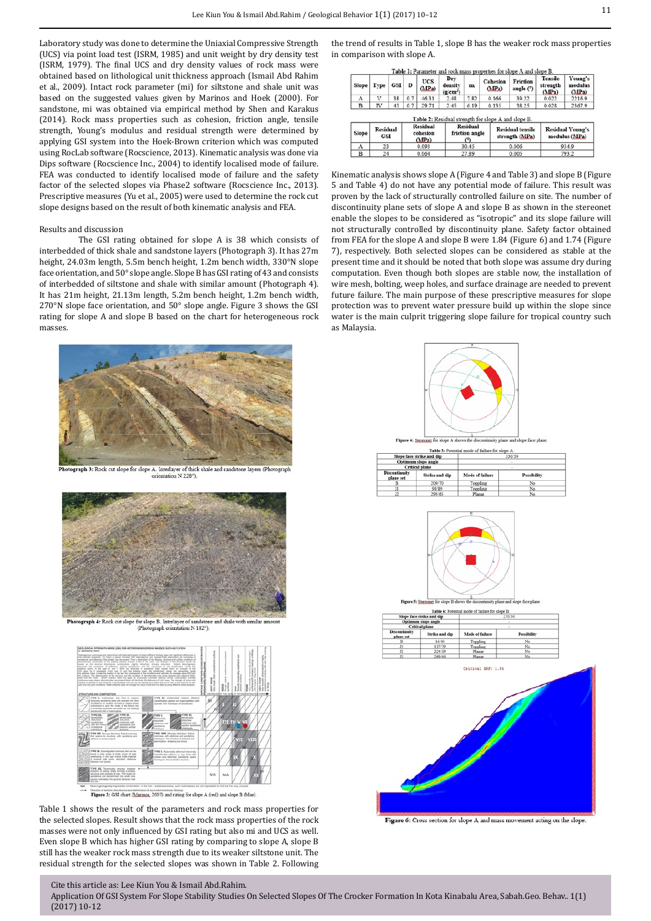Laboratory study was done to determine the Uniaxial Compressive Strength (UCS) via point load test (ISRM, 1985) and unit weight by dry density test (ISRM, 1979). The final UCS and dry density values of rock mass were obtained based on lithological unit thickness approach (Ismail Abd Rahim et al., 2009). Intact rock parameter (mi) for siltstone and shale unit was based on the suggested values given by Marinos and Hoek (2000). For sandstone, mi was obtained via empirical method by Shen and Karakus (2014). Rock mass properties such as cohesion, friction angle, tensile strength, Young's modulus and residual strength were determined by applying GSI system into the Hoek-Brown criterion which was computed using RocLab software (Rocscience, 2013). Kinematic analysis was done via Dips software (Rocscience Inc., 2004) to identify localised mode of failure. FEA was conducted to identify localised mode of failure and the safety factor of the selected slopes via Phase2 software (Rocscience Inc., 2013). Prescriptive measures (Yu et al., 2005) were used to determine the rock cut slope designs based on the result of both kinematic analysis and FEA.

Results and discussion

The GSI rating obtained for slope A is 38 which consists of interbedded of thick shale and sandstone layers (Photograph 3). It has 27m height, 24.03m length, 5.5m bench height, 1.2m bench width, 330°N slope face orientation, and 50° slope angle. Slope B has GSI rating of 43 and consists of interbedded of siltstone and shale with similar amount (Photograph 4). It has 21m height, 21.13m length, 5.2m bench height, 1.2m bench width, 270°N slope face orientation, and 50° slope angle. Figure 3 shows the GSI rating for slope A and slope B based on the chart for heterogeneous rock masses.

Photograph 3: Rock cut slope for slope A. Interlayer of thick shale and sandstone layers (Photograph orientation N 228°).

Photograph 4: Rock cut slope for slope B. Interlayer of sandstone and shale with similar amount (Photograph orientation N 182°).

Figure 3: GSI chart (Marinos, 2007) and rating for slope A (red) and slope B (blue).

Table 1 shows the result of the parameters and rock mass properties for the selected slopes. Result shows that the rock mass properties of the rock masses were not only influenced by GSI rating but also mi and UCS as well. Even slope B which has higher GSI rating by comparing to slope A, slope B still has the weaker rock mass strength due to its weaker siltstone unit. The residual strength for the selected slopes was shown in Table 2. Following the trend of results in Table 1, slope B has the weaker rock mass properties in comparison with slope A.

Table 1: Parameter and rock mass properties for slope A and slope B.

| Slope | Type | GSI | D | UCS (MPa) | Dry density (g/cm³) | mi | Cohesion (MPa) | Friction angle (°) | Tensile strength (MPa) | Young's modulus (MPa) |
|---|---|---|---|---|---|---|---|---|---|---|
| A | V | 38 | 0.7 | 46.31 | 2.48 | 7.82 | 0.166 | 39.22 | 0.022 | 2216.9 |
| B | IV | 43 | 0.7 | 29.71 | 2.45 | 6.19 | 0.135 | 38.25 | 0.028 | 2367.9 |

Table 2: Residual strength for slope A and slope B.

| Slope | Residual GSI | Residual cohesion (MPa) | Residual friction angle (°) | Residual tensile strength (MPa) | Residual Young's modulus (MPa) |
|---|---|---|---|---|---|
| A | 23 | 0.093 | 30.45 | 0.006 | 934.9 |
| B | 24 | 0.064 | 27.89 | 0.005 | 793.2 |

Kinematic analysis shows slope A (Figure 4 and Table 3) and slope B (Figure 5 and Table 4) do not have any potential mode of failure. This result was proven by the lack of structurally controlled failure on site. The number of discontinuity plane sets of slope A and slope B as shown in the stereonet enable the slopes to be considered as "isotropic" and its slope failure will not structurally controlled by discontinuity plane. Safety factor obtained from FEA for the slope A and slope B were 1.84 (Figure 6) and 1.74 (Figure 7), respectively. Both selected slopes can be considered as stable at the present time and it should be noted that both slope was assume dry during computation. Even though both slopes are stable now, the installation of wire mesh, bolting, weep holes, and surface drainage are needed to prevent future failure. The main purpose of these prescriptive measures for slope protection was to prevent water pressure build up within the slope since water is the main culprit triggering slope failure for tropical country such as Malaysia.

Figure 4: Stereonet for slope A shows the discontinuity plane and slope face plane.

Table 3: Potential mode of failure for slope A.

| Slope face strike and dip | | 330/39 | |
|---|---|---|---|
| Optimum slope angle | | - | |
| Critical plane | | - | |
| Discontinuity plane set | Strike and dip | Mode of failure | Possibility |
| B | 209/70 | Toppling | No |
| J1 | 98/89 | Toppling | No |
| J2 | 291/65 | Planar | No |

Figure 5: Stereonet for slope B shows the discontinuity plane and slope face plane.

Table 4: Potential mode of failure for slope B.

| Slope face strike and dip | | 270/50 | |
|---|---|---|---|
| Optimum slope angle | | - | |
| Critical plane | | - | |
| Discontinuity plane set | Strike and dip | Mode of failure | Possibility |
| B | 16/43 | Toppling | No |
| J1 | 137/79 | Toppling | No |
| J2 | 224/59 | Planar | No |
| J3 | 260/61 | Planar | No |

Figure 6: Cross section for slope A and mass movement acting on the slope.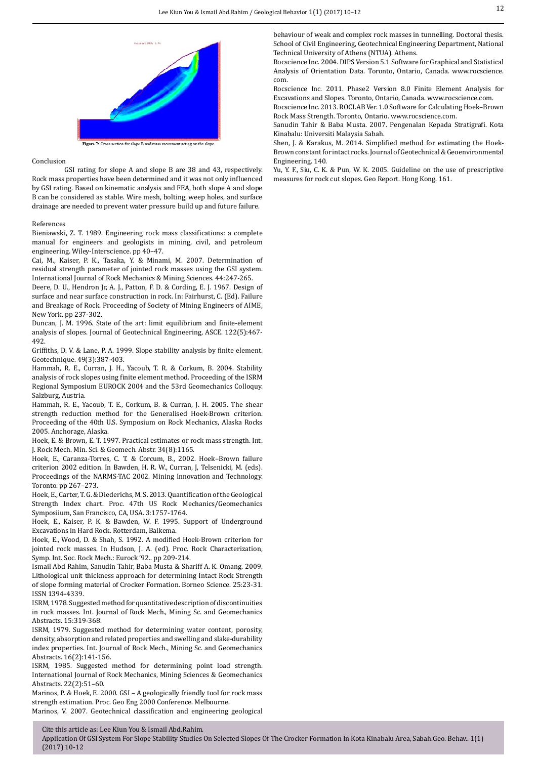Critical SRF: 1.74

Figure 7: Cross section for slope B and mass movement acting on the slope.

Conclusion

GSI rating for slope A and slope B are 38 and 43, respectively. Rock mass properties have been determined and it was not only influenced by GSI rating. Based on kinematic analysis and FEA, both slope A and slope B can be considered as stable. Wire mesh, bolting, weep holes, and surface drainage are needed to prevent water pressure build up and future failure.

References

Bieniawski, Z. T. 1989. Engineering rock mass classifications: a complete manual for engineers and geologists in mining, civil, and petroleum engineering. Wiley-Interscience. pp 40–47.

Cai, M., Kaiser, P. K., Tasaka, Y. & Minami, M. 2007. Determination of residual strength parameter of jointed rock masses using the GSI system. International Journal of Rock Mechanics & Mining Sciences. 44:247-265.

Deere, D. U., Hendron Jr, A. J., Patton, F. D. & Cording, E. J. 1967. Design of surface and near surface construction in rock. In: Fairhurst, C. (Ed). Failure and Breakage of Rock. Proceeding of Society of Mining Engineers of AIME, New York. pp 237-302.

Duncan, J. M. 1996. State of the art: limit equilibrium and finite-element analysis of slopes. Journal of Geotechnical Engineering, ASCE. 122(5):467-492.

Griffiths, D. V. & Lane, P. A. 1999. Slope stability analysis by finite element. Geotechnique. 49(3):387-403.

Hammah, R. E., Curran, J. H., Yacoub, T. R. & Corkum, B. 2004. Stability analysis of rock slopes using finite element method. Proceeding of the ISRM Regional Symposium EUROCK 2004 and the 53rd Geomechanics Colloquy. Salzburg, Austria.

Hammah, R. E., Yacoub, T. E., Corkum, B. & Curran, J. H. 2005. The shear strength reduction method for the Generalised Hoek-Brown criterion. Proceeding of the 40th U.S. Symposium on Rock Mechanics, Alaska Rocks 2005. Anchorage, Alaska.

Hoek, E. & Brown, E. T. 1997. Practical estimates or rock mass strength. Int. J. Rock Mech. Min. Sci. & Geomech. Abstr. 34(8):1165.

Hoek, E., Caranza-Torres, C. T. & Corcum, B., 2002. Hoek–Brown failure criterion 2002 edition. In Bawden, H. R. W., Curran, J, Telsenicki, M. (eds). Proceedings of the NARMS-TAC 2002. Mining Innovation and Technology. Toronto. pp 267–273.

Hoek, E., Carter, T. G. & Diederichs, M. S. 2013. Quantification of the Geological Strength Index chart. Proc. 47th US Rock Mechanics/Geomechanics Symposiium, San Francisco, CA, USA. 3:1757-1764.

Hoek, E., Kaiser, P. K. & Bawden, W. F. 1995. Support of Underground Excavations in Hard Rock. Rotterdam, Balkema.

Hoek, E., Wood, D. & Shah, S. 1992. A modified Hoek-Brown criterion for jointed rock masses. In Hudson, J. A. (ed). Proc. Rock Characterization, Symp. Int. Soc. Rock Mech.: Eurock '92.. pp 209-214.

Ismail Abd Rahim, Sanudin Tahir, Baba Musta & Shariff A. K. Omang. 2009. Lithological unit thickness approach for determining Intact Rock Strength of slope forming material of Crocker Formation. Borneo Science. 25:23-31. ISSN 1394-4339.

ISRM, 1978. Suggested method for quantitative description of discontinuities in rock masses. Int. Journal of Rock Mech., Mining Sc. and Geomechanics Abstracts. 15:319-368.

ISRM, 1979. Suggested method for determining water content, porosity, density, absorption and related properties and swelling and slake-durability index properties. Int. Journal of Rock Mech., Mining Sc. and Geomechanics Abstracts. 16(2):141-156.

ISRM, 1985. Suggested method for determining point load strength. International Journal of Rock Mechanics, Mining Sciences & Geomechanics Abstracts. 22(2):51–60.

Marinos, P. & Hoek, E. 2000. GSI – A geologically friendly tool for rock mass strength estimation. Proc. Geo Eng 2000 Conference. Melbourne.

Marinos, V. 2007. Geotechnical classification and engineering geological behaviour of weak and complex rock masses in tunnelling. Doctoral thesis. School of Civil Engineering, Geotechnical Engineering Department, National Technical University of Athens (NTUA). Athens.

Rocscience Inc. 2004. DIPS Version 5.1 Software for Graphical and Statistical Analysis of Orientation Data. Toronto, Ontario, Canada. www.rocscience.com.

Rocscience Inc. 2011. Phase2 Version 8.0 Finite Element Analysis for Excavations and Slopes. Toronto, Ontario, Canada. www.rocscience.com.

Rocscience Inc. 2013. ROCLAB Ver. 1.0 Software for Calculating Hoek–Brown Rock Mass Strength. Toronto, Ontario. www.rocscience.com.

Sanudin Tahir & Baba Musta. 2007. Pengenalan Kepada Stratigrafi. Kota Kinabalu: Universiti Malaysia Sabah.

Shen, J. & Karakus, M. 2014. Simplified method for estimating the Hoek-Brown constant for intact rocks. Journal of Geotechnical & Geoenvironmental Engineering. 140.

Yu, Y. F., Siu, C. K. & Pun, W. K. 2005. Guideline on the use of prescriptive measures for rock cut slopes. Geo Report. Hong Kong. 161.

Cite this article as: Lee Kiun You & Ismail Abd.Rahim.
Application Of GSI System For Slope Stability Studies On Selected Slopes Of The Crocker Formation In Kota Kinabalu Area, Sabah.Geo. Behav.. 1(1) (2017) 10-12